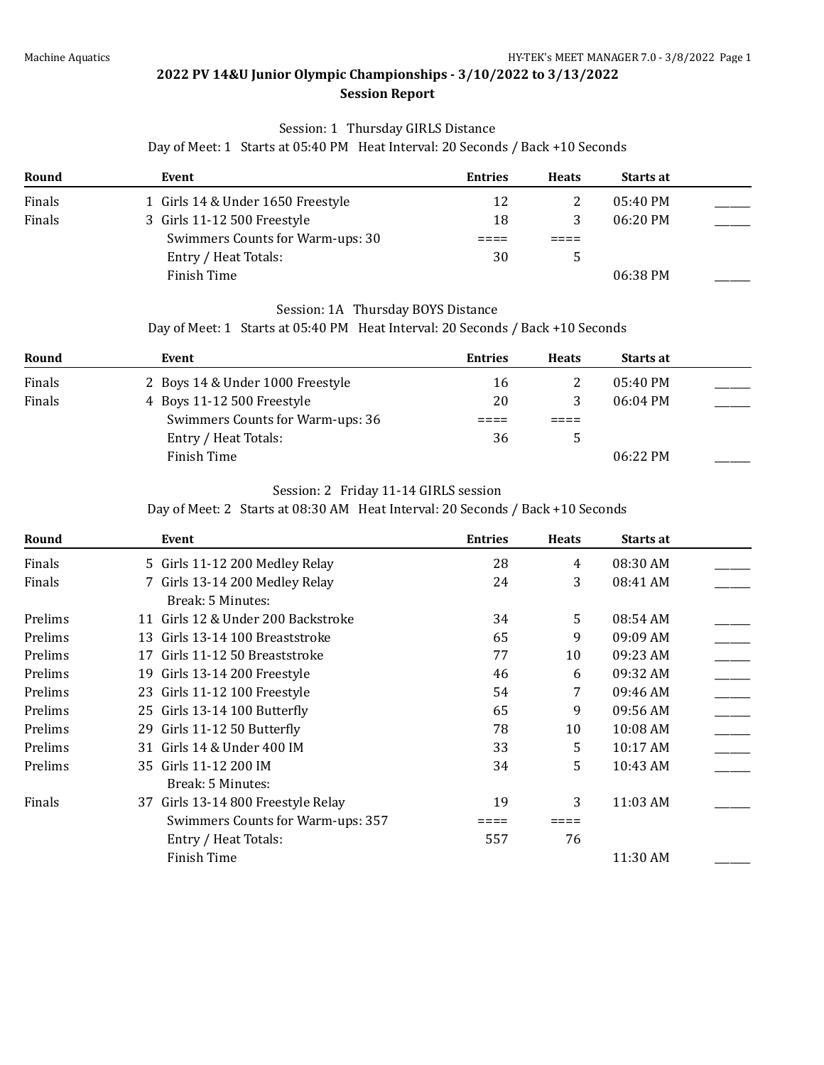## 2022 PV 14&U Junior Olympic Championships - 3/10/2022 to 3/13/2022

### Session Report

Session: 1 Thursday GIRLS Distance

Day of Meet: 1 Starts at 05:40 PM Heat Interval: 20 Seconds / Back +10 Seconds

| Round | Event | Entries | Heats | Starts at | |
|---|---|---|---|---|---|
| Finals | 1 Girls 14 & Under 1650 Freestyle | 12 | 2 | 05:40 PM | ______ |
| Finals | 3 Girls 11-12 500 Freestyle | 18 | 3 | 06:20 PM | ______ |
| | Swimmers Counts for Warm-ups: 30 | ==== | ==== | | |
| | Entry / Heat Totals: | 30 | 5 | | |
| | Finish Time | | | 06:38 PM | ______ |

Session: 1A Thursday BOYS Distance

Day of Meet: 1 Starts at 05:40 PM Heat Interval: 20 Seconds / Back +10 Seconds

| Round | Event | Entries | Heats | Starts at | |
|---|---|---|---|---|---|
| Finals | 2 Boys 14 & Under 1000 Freestyle | 16 | 2 | 05:40 PM | ______ |
| Finals | 4 Boys 11-12 500 Freestyle | 20 | 3 | 06:04 PM | ______ |
| | Swimmers Counts for Warm-ups: 36 | ==== | ==== | | |
| | Entry / Heat Totals: | 36 | 5 | | |
| | Finish Time | | | 06:22 PM | ______ |

Session: 2 Friday 11-14 GIRLS session

Day of Meet: 2 Starts at 08:30 AM Heat Interval: 20 Seconds / Back +10 Seconds

| Round | Event | Entries | Heats | Starts at | |
|---|---|---|---|---|---|
| Finals | 5 Girls 11-12 200 Medley Relay | 28 | 4 | 08:30 AM | ______ |
| Finals | 7 Girls 13-14 200 Medley Relay | 24 | 3 | 08:41 AM | ______ |
| | Break: 5 Minutes: | | | | |
| Prelims | 11 Girls 12 & Under 200 Backstroke | 34 | 5 | 08:54 AM | ______ |
| Prelims | 13 Girls 13-14 100 Breaststroke | 65 | 9 | 09:09 AM | ______ |
| Prelims | 17 Girls 11-12 50 Breaststroke | 77 | 10 | 09:23 AM | ______ |
| Prelims | 19 Girls 13-14 200 Freestyle | 46 | 6 | 09:32 AM | ______ |
| Prelims | 23 Girls 11-12 100 Freestyle | 54 | 7 | 09:46 AM | ______ |
| Prelims | 25 Girls 13-14 100 Butterfly | 65 | 9 | 09:56 AM | ______ |
| Prelims | 29 Girls 11-12 50 Butterfly | 78 | 10 | 10:08 AM | ______ |
| Prelims | 31 Girls 14 & Under 400 IM | 33 | 5 | 10:17 AM | ______ |
| Prelims | 35 Girls 11-12 200 IM | 34 | 5 | 10:43 AM | ______ |
| | Break: 5 Minutes: | | | | |
| Finals | 37 Girls 13-14 800 Freestyle Relay | 19 | 3 | 11:03 AM | ______ |
| | Swimmers Counts for Warm-ups: 357 | ==== | ==== | | |
| | Entry / Heat Totals: | 557 | 76 | | |
| | Finish Time | | | 11:30 AM | ______ |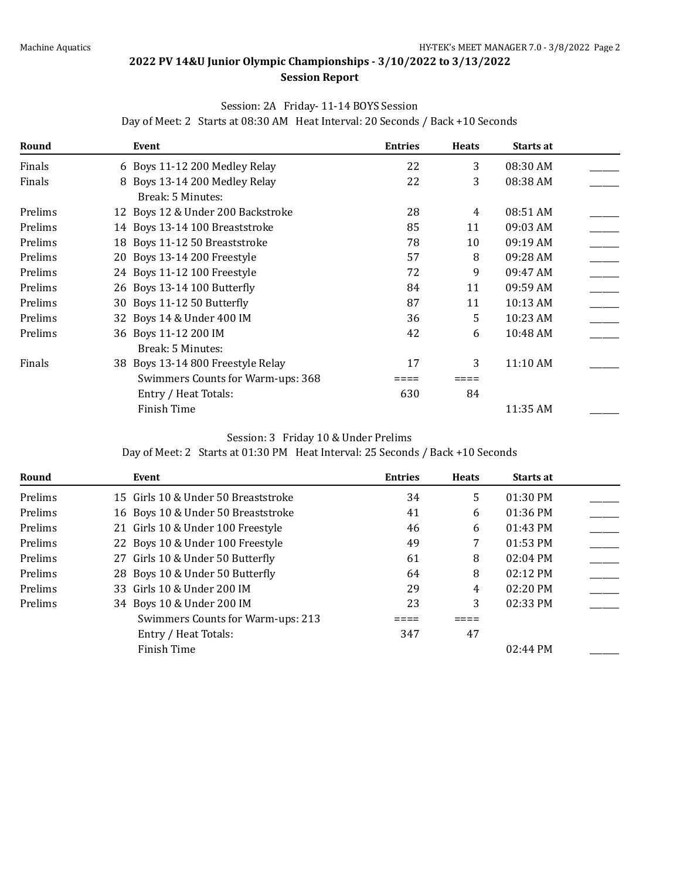## 2022 PV 14&U Junior Olympic Championships - 3/10/2022 to 3/13/2022

### Session Report

Session: 2A Friday- 11-14 BOYS Session

Day of Meet: 2 Starts at 08:30 AM Heat Interval: 20 Seconds / Back +10 Seconds

| Round | | Event | Entries | Heats | Starts at | |
|---|---|---|---|---|---|---|
| Finals | 6 | Boys 11-12 200 Medley Relay | 22 | 3 | 08:30 AM | ______ |
| Finals | 8 | Boys 13-14 200 Medley Relay | 22 | 3 | 08:38 AM | ______ |
| | | Break: 5 Minutes: | | | | |
| Prelims | 12 | Boys 12 & Under 200 Backstroke | 28 | 4 | 08:51 AM | ______ |
| Prelims | 14 | Boys 13-14 100 Breaststroke | 85 | 11 | 09:03 AM | ______ |
| Prelims | 18 | Boys 11-12 50 Breaststroke | 78 | 10 | 09:19 AM | ______ |
| Prelims | 20 | Boys 13-14 200 Freestyle | 57 | 8 | 09:28 AM | ______ |
| Prelims | 24 | Boys 11-12 100 Freestyle | 72 | 9 | 09:47 AM | ______ |
| Prelims | 26 | Boys 13-14 100 Butterfly | 84 | 11 | 09:59 AM | ______ |
| Prelims | 30 | Boys 11-12 50 Butterfly | 87 | 11 | 10:13 AM | ______ |
| Prelims | 32 | Boys 14 & Under 400 IM | 36 | 5 | 10:23 AM | ______ |
| Prelims | 36 | Boys 11-12 200 IM | 42 | 6 | 10:48 AM | ______ |
| | | Break: 5 Minutes: | | | | |
| Finals | 38 | Boys 13-14 800 Freestyle Relay | 17 | 3 | 11:10 AM | ______ |
| | | Swimmers Counts for Warm-ups: 368 | ==== | ==== | | |
| | | Entry / Heat Totals: | 630 | 84 | | |
| | | Finish Time | | | 11:35 AM | ______ |

Session: 3 Friday 10 & Under Prelims

Day of Meet: 2 Starts at 01:30 PM Heat Interval: 25 Seconds / Back +10 Seconds

| Round | | Event | Entries | Heats | Starts at | |
|---|---|---|---|---|---|---|
| Prelims | 15 | Girls 10 & Under 50 Breaststroke | 34 | 5 | 01:30 PM | ______ |
| Prelims | 16 | Boys 10 & Under 50 Breaststroke | 41 | 6 | 01:36 PM | ______ |
| Prelims | 21 | Girls 10 & Under 100 Freestyle | 46 | 6 | 01:43 PM | ______ |
| Prelims | 22 | Boys 10 & Under 100 Freestyle | 49 | 7 | 01:53 PM | ______ |
| Prelims | 27 | Girls 10 & Under 50 Butterfly | 61 | 8 | 02:04 PM | ______ |
| Prelims | 28 | Boys 10 & Under 50 Butterfly | 64 | 8 | 02:12 PM | ______ |
| Prelims | 33 | Girls 10 & Under 200 IM | 29 | 4 | 02:20 PM | ______ |
| Prelims | 34 | Boys 10 & Under 200 IM | 23 | 3 | 02:33 PM | ______ |
| | | Swimmers Counts for Warm-ups: 213 | ==== | ==== | | |
| | | Entry / Heat Totals: | 347 | 47 | | |
| | | Finish Time | | | 02:44 PM | ______ |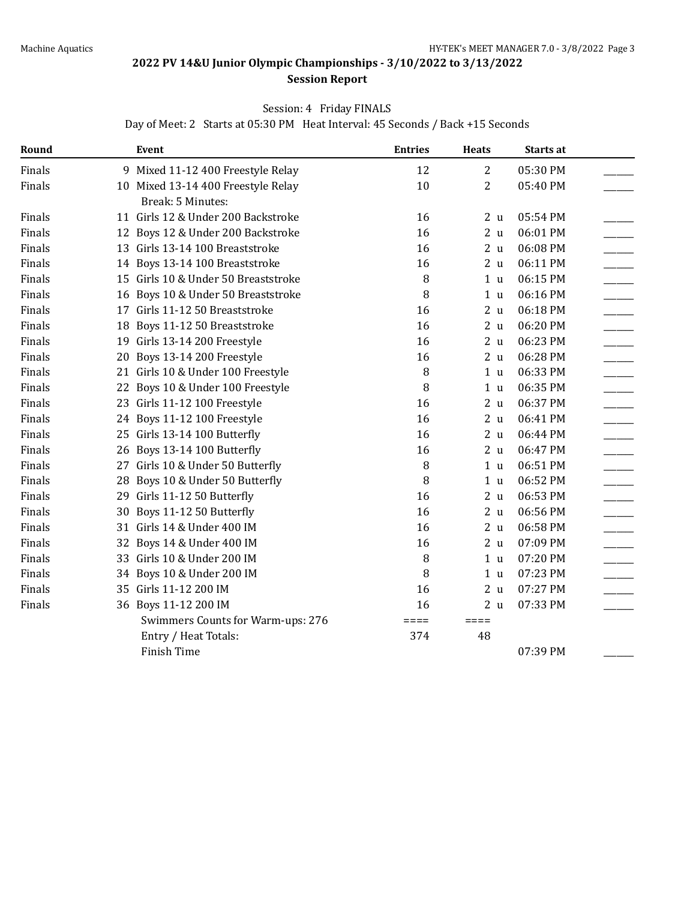## 2022 PV 14&U Junior Olympic Championships - 3/10/2022 to 3/13/2022

### Session Report

Session: 4 Friday FINALS

Day of Meet: 2 Starts at 05:30 PM Heat Interval: 45 Seconds / Back +15 Seconds

| Round | | Event | Entries | Heats | | Starts at | |
|---|---|---|---|---|---|---|---|
| Finals | 9 | Mixed 11-12 400 Freestyle Relay | 12 | 2 | | 05:30 PM | ______ |
| Finals | 10 | Mixed 13-14 400 Freestyle Relay | 10 | 2 | | 05:40 PM | ______ |
| | | Break: 5 Minutes: | | | | | |
| Finals | 11 | Girls 12 & Under 200 Backstroke | 16 | 2 | u | 05:54 PM | ______ |
| Finals | 12 | Boys 12 & Under 200 Backstroke | 16 | 2 | u | 06:01 PM | ______ |
| Finals | 13 | Girls 13-14 100 Breaststroke | 16 | 2 | u | 06:08 PM | ______ |
| Finals | 14 | Boys 13-14 100 Breaststroke | 16 | 2 | u | 06:11 PM | ______ |
| Finals | 15 | Girls 10 & Under 50 Breaststroke | 8 | 1 | u | 06:15 PM | ______ |
| Finals | 16 | Boys 10 & Under 50 Breaststroke | 8 | 1 | u | 06:16 PM | ______ |
| Finals | 17 | Girls 11-12 50 Breaststroke | 16 | 2 | u | 06:18 PM | ______ |
| Finals | 18 | Boys 11-12 50 Breaststroke | 16 | 2 | u | 06:20 PM | ______ |
| Finals | 19 | Girls 13-14 200 Freestyle | 16 | 2 | u | 06:23 PM | ______ |
| Finals | 20 | Boys 13-14 200 Freestyle | 16 | 2 | u | 06:28 PM | ______ |
| Finals | 21 | Girls 10 & Under 100 Freestyle | 8 | 1 | u | 06:33 PM | ______ |
| Finals | 22 | Boys 10 & Under 100 Freestyle | 8 | 1 | u | 06:35 PM | ______ |
| Finals | 23 | Girls 11-12 100 Freestyle | 16 | 2 | u | 06:37 PM | ______ |
| Finals | 24 | Boys 11-12 100 Freestyle | 16 | 2 | u | 06:41 PM | ______ |
| Finals | 25 | Girls 13-14 100 Butterfly | 16 | 2 | u | 06:44 PM | ______ |
| Finals | 26 | Boys 13-14 100 Butterfly | 16 | 2 | u | 06:47 PM | ______ |
| Finals | 27 | Girls 10 & Under 50 Butterfly | 8 | 1 | u | 06:51 PM | ______ |
| Finals | 28 | Boys 10 & Under 50 Butterfly | 8 | 1 | u | 06:52 PM | ______ |
| Finals | 29 | Girls 11-12 50 Butterfly | 16 | 2 | u | 06:53 PM | ______ |
| Finals | 30 | Boys 11-12 50 Butterfly | 16 | 2 | u | 06:56 PM | ______ |
| Finals | 31 | Girls 14 & Under 400 IM | 16 | 2 | u | 06:58 PM | ______ |
| Finals | 32 | Boys 14 & Under 400 IM | 16 | 2 | u | 07:09 PM | ______ |
| Finals | 33 | Girls 10 & Under 200 IM | 8 | 1 | u | 07:20 PM | ______ |
| Finals | 34 | Boys 10 & Under 200 IM | 8 | 1 | u | 07:23 PM | ______ |
| Finals | 35 | Girls 11-12 200 IM | 16 | 2 | u | 07:27 PM | ______ |
| Finals | 36 | Boys 11-12 200 IM | 16 | 2 | u | 07:33 PM | ______ |
| | | Swimmers Counts for Warm-ups: 276 | ==== | ==== | | | |
| | | Entry / Heat Totals: | 374 | 48 | | | |
| | | Finish Time | | | | 07:39 PM | ______ |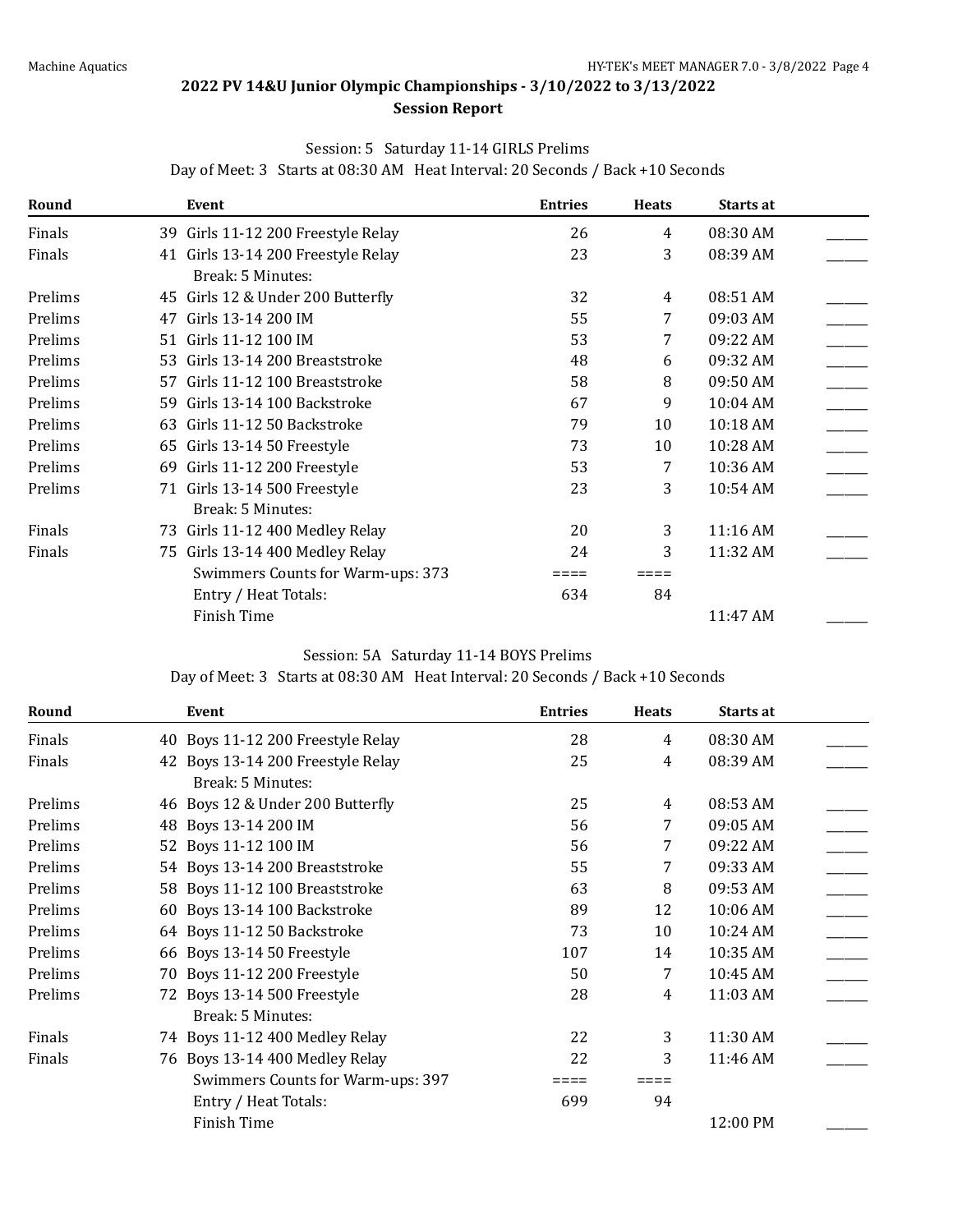## 2022 PV 14&U Junior Olympic Championships - 3/10/2022 to 3/13/2022

### Session Report

**Session: 5 Saturday 11-14 GIRLS Prelims**

Day of Meet: 3 Starts at 08:30 AM Heat Interval: 20 Seconds / Back +10 Seconds

| Round | Event | Entries | Heats | Starts at | |
|---|---|---|---|---|---|
| Finals | 39 Girls 11-12 200 Freestyle Relay | 26 | 4 | 08:30 AM | ______ |
| Finals | 41 Girls 13-14 200 Freestyle Relay | 23 | 3 | 08:39 AM | ______ |
| | Break: 5 Minutes: | | | | |
| Prelims | 45 Girls 12 & Under 200 Butterfly | 32 | 4 | 08:51 AM | ______ |
| Prelims | 47 Girls 13-14 200 IM | 55 | 7 | 09:03 AM | ______ |
| Prelims | 51 Girls 11-12 100 IM | 53 | 7 | 09:22 AM | ______ |
| Prelims | 53 Girls 13-14 200 Breaststroke | 48 | 6 | 09:32 AM | ______ |
| Prelims | 57 Girls 11-12 100 Breaststroke | 58 | 8 | 09:50 AM | ______ |
| Prelims | 59 Girls 13-14 100 Backstroke | 67 | 9 | 10:04 AM | ______ |
| Prelims | 63 Girls 11-12 50 Backstroke | 79 | 10 | 10:18 AM | ______ |
| Prelims | 65 Girls 13-14 50 Freestyle | 73 | 10 | 10:28 AM | ______ |
| Prelims | 69 Girls 11-12 200 Freestyle | 53 | 7 | 10:36 AM | ______ |
| Prelims | 71 Girls 13-14 500 Freestyle | 23 | 3 | 10:54 AM | ______ |
| | Break: 5 Minutes: | | | | |
| Finals | 73 Girls 11-12 400 Medley Relay | 20 | 3 | 11:16 AM | ______ |
| Finals | 75 Girls 13-14 400 Medley Relay | 24 | 3 | 11:32 AM | ______ |
| | Swimmers Counts for Warm-ups: 373 | ==== | ==== | | |
| | Entry / Heat Totals: | 634 | 84 | | |
| | Finish Time | | | 11:47 AM | ______ |

**Session: 5A Saturday 11-14 BOYS Prelims**

Day of Meet: 3 Starts at 08:30 AM Heat Interval: 20 Seconds / Back +10 Seconds

| Round | Event | Entries | Heats | Starts at | |
|---|---|---|---|---|---|
| Finals | 40 Boys 11-12 200 Freestyle Relay | 28 | 4 | 08:30 AM | ______ |
| Finals | 42 Boys 13-14 200 Freestyle Relay | 25 | 4 | 08:39 AM | ______ |
| | Break: 5 Minutes: | | | | |
| Prelims | 46 Boys 12 & Under 200 Butterfly | 25 | 4 | 08:53 AM | ______ |
| Prelims | 48 Boys 13-14 200 IM | 56 | 7 | 09:05 AM | ______ |
| Prelims | 52 Boys 11-12 100 IM | 56 | 7 | 09:22 AM | ______ |
| Prelims | 54 Boys 13-14 200 Breaststroke | 55 | 7 | 09:33 AM | ______ |
| Prelims | 58 Boys 11-12 100 Breaststroke | 63 | 8 | 09:53 AM | ______ |
| Prelims | 60 Boys 13-14 100 Backstroke | 89 | 12 | 10:06 AM | ______ |
| Prelims | 64 Boys 11-12 50 Backstroke | 73 | 10 | 10:24 AM | ______ |
| Prelims | 66 Boys 13-14 50 Freestyle | 107 | 14 | 10:35 AM | ______ |
| Prelims | 70 Boys 11-12 200 Freestyle | 50 | 7 | 10:45 AM | ______ |
| Prelims | 72 Boys 13-14 500 Freestyle | 28 | 4 | 11:03 AM | ______ |
| | Break: 5 Minutes: | | | | |
| Finals | 74 Boys 11-12 400 Medley Relay | 22 | 3 | 11:30 AM | ______ |
| Finals | 76 Boys 13-14 400 Medley Relay | 22 | 3 | 11:46 AM | ______ |
| | Swimmers Counts for Warm-ups: 397 | ==== | ==== | | |
| | Entry / Heat Totals: | 699 | 94 | | |
| | Finish Time | | | 12:00 PM | ______ |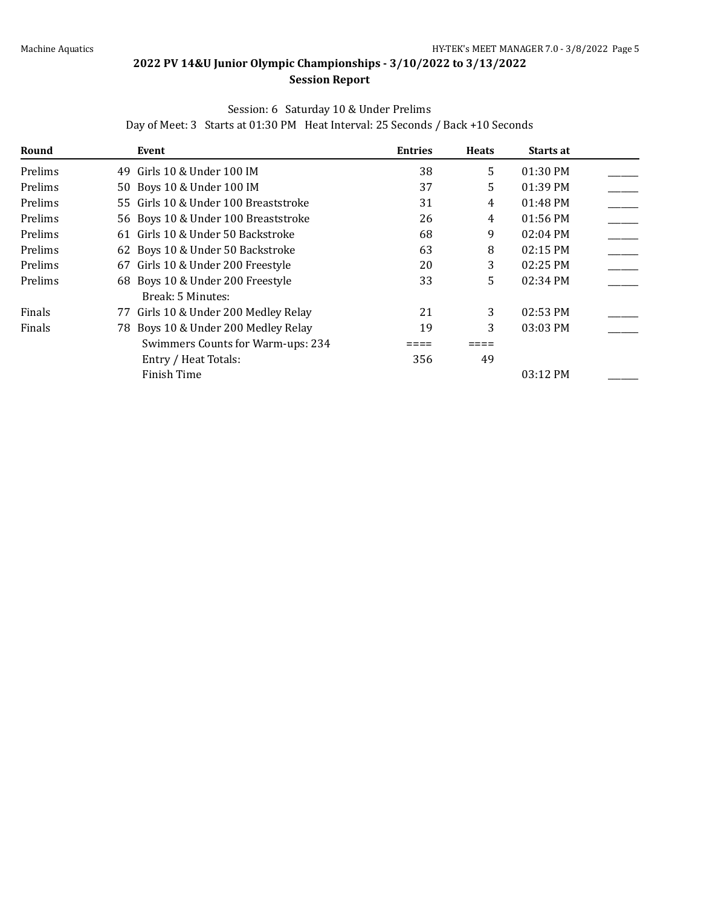# 2022 PV 14&U Junior Olympic Championships - 3/10/2022 to 3/13/2022

## Session Report

Session: 6 Saturday 10 & Under Prelims

Day of Meet: 3 Starts at 01:30 PM Heat Interval: 25 Seconds / Back +10 Seconds

| Round | Event | Entries | Heats | Starts at | |
|---|---|---|---|---|---|
| Prelims | 49 Girls 10 & Under 100 IM | 38 | 5 | 01:30 PM | _____ |
| Prelims | 50 Boys 10 & Under 100 IM | 37 | 5 | 01:39 PM | _____ |
| Prelims | 55 Girls 10 & Under 100 Breaststroke | 31 | 4 | 01:48 PM | _____ |
| Prelims | 56 Boys 10 & Under 100 Breaststroke | 26 | 4 | 01:56 PM | _____ |
| Prelims | 61 Girls 10 & Under 50 Backstroke | 68 | 9 | 02:04 PM | _____ |
| Prelims | 62 Boys 10 & Under 50 Backstroke | 63 | 8 | 02:15 PM | _____ |
| Prelims | 67 Girls 10 & Under 200 Freestyle | 20 | 3 | 02:25 PM | _____ |
| Prelims | 68 Boys 10 & Under 200 Freestyle | 33 | 5 | 02:34 PM | _____ |
| | Break: 5 Minutes: | | | | |
| Finals | 77 Girls 10 & Under 200 Medley Relay | 21 | 3 | 02:53 PM | _____ |
| Finals | 78 Boys 10 & Under 200 Medley Relay | 19 | 3 | 03:03 PM | _____ |
| | Swimmers Counts for Warm-ups: 234 | ==== | ==== | | |
| | Entry / Heat Totals: | 356 | 49 | | |
| | Finish Time | | | 03:12 PM | _____ |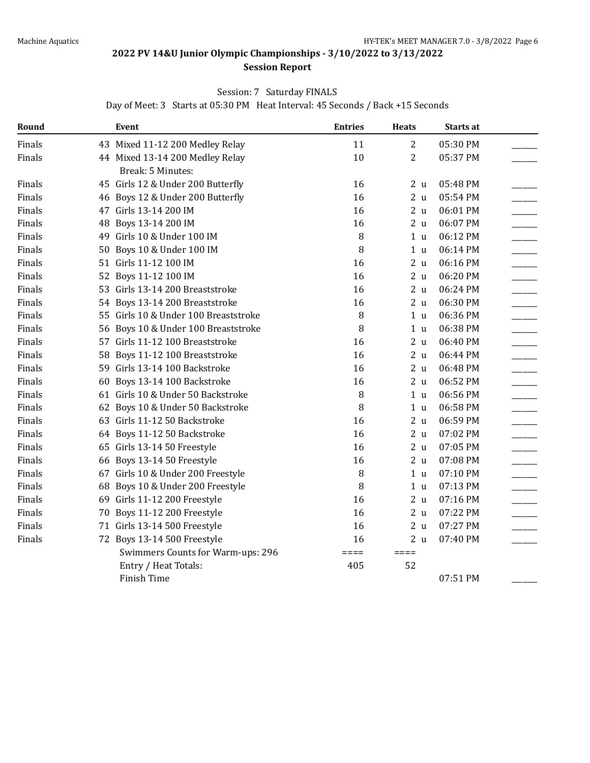# 2022 PV 14&U Junior Olympic Championships - 3/10/2022 to 3/13/2022

## Session Report

Session: 7 Saturday FINALS

Day of Meet: 3 Starts at 05:30 PM Heat Interval: 45 Seconds / Back +15 Seconds

| Round | Event | Entries | Heats | Starts at | |
|---|---|---|---|---|---|
| Finals | 43 Mixed 11-12 200 Medley Relay | 11 | 2 | 05:30 PM | ______ |
| Finals | 44 Mixed 13-14 200 Medley Relay | 10 | 2 | 05:37 PM | ______ |
| | Break: 5 Minutes: | | | | |
| Finals | 45 Girls 12 & Under 200 Butterfly | 16 | 2 u | 05:48 PM | ______ |
| Finals | 46 Boys 12 & Under 200 Butterfly | 16 | 2 u | 05:54 PM | ______ |
| Finals | 47 Girls 13-14 200 IM | 16 | 2 u | 06:01 PM | ______ |
| Finals | 48 Boys 13-14 200 IM | 16 | 2 u | 06:07 PM | ______ |
| Finals | 49 Girls 10 & Under 100 IM | 8 | 1 u | 06:12 PM | ______ |
| Finals | 50 Boys 10 & Under 100 IM | 8 | 1 u | 06:14 PM | ______ |
| Finals | 51 Girls 11-12 100 IM | 16 | 2 u | 06:16 PM | ______ |
| Finals | 52 Boys 11-12 100 IM | 16 | 2 u | 06:20 PM | ______ |
| Finals | 53 Girls 13-14 200 Breaststroke | 16 | 2 u | 06:24 PM | ______ |
| Finals | 54 Boys 13-14 200 Breaststroke | 16 | 2 u | 06:30 PM | ______ |
| Finals | 55 Girls 10 & Under 100 Breaststroke | 8 | 1 u | 06:36 PM | ______ |
| Finals | 56 Boys 10 & Under 100 Breaststroke | 8 | 1 u | 06:38 PM | ______ |
| Finals | 57 Girls 11-12 100 Breaststroke | 16 | 2 u | 06:40 PM | ______ |
| Finals | 58 Boys 11-12 100 Breaststroke | 16 | 2 u | 06:44 PM | ______ |
| Finals | 59 Girls 13-14 100 Backstroke | 16 | 2 u | 06:48 PM | ______ |
| Finals | 60 Boys 13-14 100 Backstroke | 16 | 2 u | 06:52 PM | ______ |
| Finals | 61 Girls 10 & Under 50 Backstroke | 8 | 1 u | 06:56 PM | ______ |
| Finals | 62 Boys 10 & Under 50 Backstroke | 8 | 1 u | 06:58 PM | ______ |
| Finals | 63 Girls 11-12 50 Backstroke | 16 | 2 u | 06:59 PM | ______ |
| Finals | 64 Boys 11-12 50 Backstroke | 16 | 2 u | 07:02 PM | ______ |
| Finals | 65 Girls 13-14 50 Freestyle | 16 | 2 u | 07:05 PM | ______ |
| Finals | 66 Boys 13-14 50 Freestyle | 16 | 2 u | 07:08 PM | ______ |
| Finals | 67 Girls 10 & Under 200 Freestyle | 8 | 1 u | 07:10 PM | ______ |
| Finals | 68 Boys 10 & Under 200 Freestyle | 8 | 1 u | 07:13 PM | ______ |
| Finals | 69 Girls 11-12 200 Freestyle | 16 | 2 u | 07:16 PM | ______ |
| Finals | 70 Boys 11-12 200 Freestyle | 16 | 2 u | 07:22 PM | ______ |
| Finals | 71 Girls 13-14 500 Freestyle | 16 | 2 u | 07:27 PM | ______ |
| Finals | 72 Boys 13-14 500 Freestyle | 16 | 2 u | 07:40 PM | ______ |
| | Swimmers Counts for Warm-ups: 296 | ==== | ==== | | |
| | Entry / Heat Totals: | 405 | 52 | | |
| | Finish Time | | | 07:51 PM | ______ |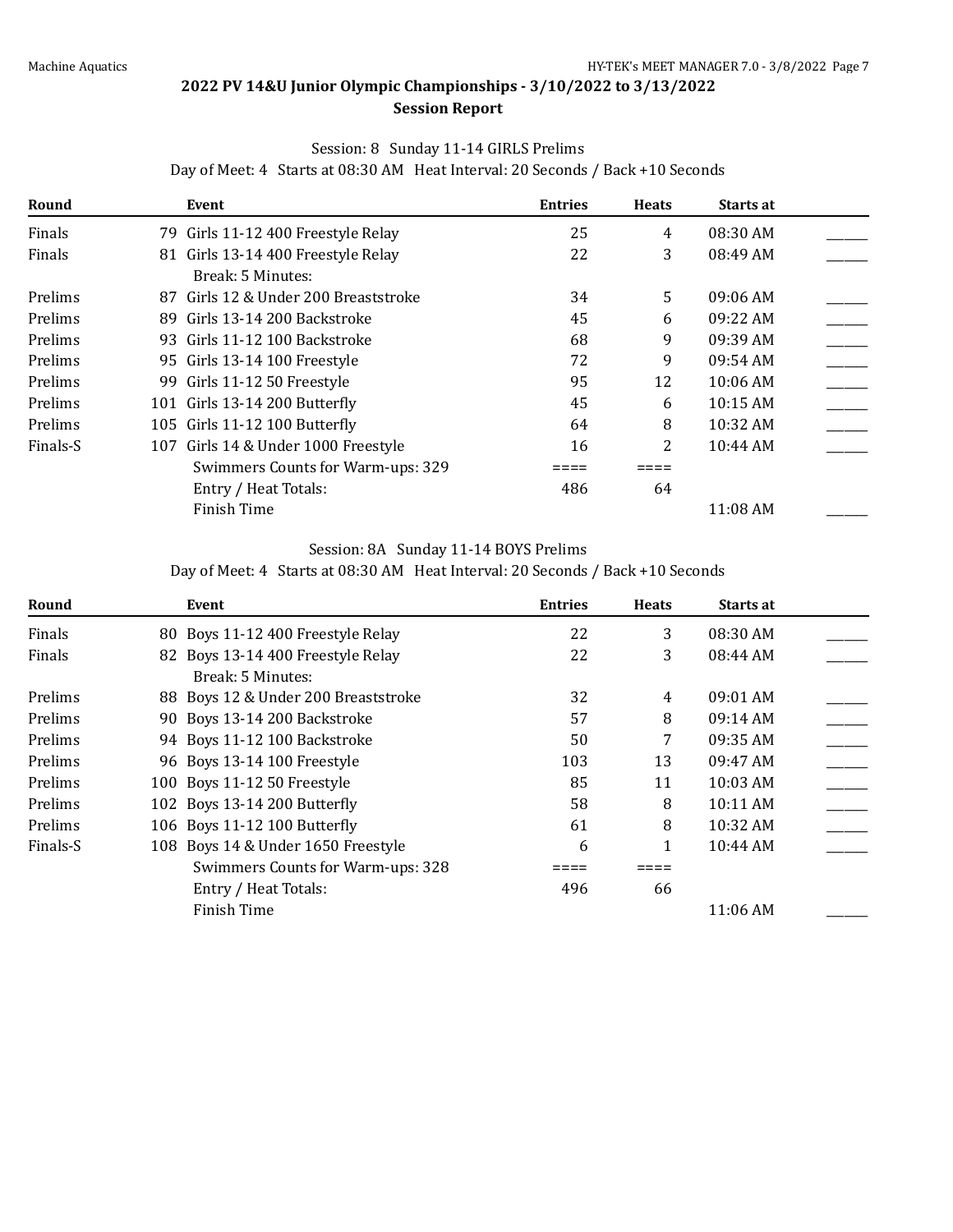## 2022 PV 14&U Junior Olympic Championships - 3/10/2022 to 3/13/2022

### Session Report

Session: 8 Sunday 11-14 GIRLS Prelims

Day of Meet: 4 Starts at 08:30 AM Heat Interval: 20 Seconds / Back +10 Seconds

| Round | | Event | Entries | Heats | Starts at | |
|---|---|---|---|---|---|---|
| Finals | 79 | Girls 11-12 400 Freestyle Relay | 25 | 4 | 08:30 AM | ______ |
| Finals | 81 | Girls 13-14 400 Freestyle Relay | 22 | 3 | 08:49 AM | ______ |
| | | Break: 5 Minutes: | | | | |
| Prelims | 87 | Girls 12 & Under 200 Breaststroke | 34 | 5 | 09:06 AM | ______ |
| Prelims | 89 | Girls 13-14 200 Backstroke | 45 | 6 | 09:22 AM | ______ |
| Prelims | 93 | Girls 11-12 100 Backstroke | 68 | 9 | 09:39 AM | ______ |
| Prelims | 95 | Girls 13-14 100 Freestyle | 72 | 9 | 09:54 AM | ______ |
| Prelims | 99 | Girls 11-12 50 Freestyle | 95 | 12 | 10:06 AM | ______ |
| Prelims | 101 | Girls 13-14 200 Butterfly | 45 | 6 | 10:15 AM | ______ |
| Prelims | 105 | Girls 11-12 100 Butterfly | 64 | 8 | 10:32 AM | ______ |
| Finals-S | 107 | Girls 14 & Under 1000 Freestyle | 16 | 2 | 10:44 AM | ______ |
| | | Swimmers Counts for Warm-ups: 329 | ==== | ==== | | |
| | | Entry / Heat Totals: | 486 | 64 | | |
| | | Finish Time | | | 11:08 AM | ______ |

Session: 8A Sunday 11-14 BOYS Prelims

Day of Meet: 4 Starts at 08:30 AM Heat Interval: 20 Seconds / Back +10 Seconds

| Round | | Event | Entries | Heats | Starts at | |
|---|---|---|---|---|---|---|
| Finals | 80 | Boys 11-12 400 Freestyle Relay | 22 | 3 | 08:30 AM | ______ |
| Finals | 82 | Boys 13-14 400 Freestyle Relay | 22 | 3 | 08:44 AM | ______ |
| | | Break: 5 Minutes: | | | | |
| Prelims | 88 | Boys 12 & Under 200 Breaststroke | 32 | 4 | 09:01 AM | ______ |
| Prelims | 90 | Boys 13-14 200 Backstroke | 57 | 8 | 09:14 AM | ______ |
| Prelims | 94 | Boys 11-12 100 Backstroke | 50 | 7 | 09:35 AM | ______ |
| Prelims | 96 | Boys 13-14 100 Freestyle | 103 | 13 | 09:47 AM | ______ |
| Prelims | 100 | Boys 11-12 50 Freestyle | 85 | 11 | 10:03 AM | ______ |
| Prelims | 102 | Boys 13-14 200 Butterfly | 58 | 8 | 10:11 AM | ______ |
| Prelims | 106 | Boys 11-12 100 Butterfly | 61 | 8 | 10:32 AM | ______ |
| Finals-S | 108 | Boys 14 & Under 1650 Freestyle | 6 | 1 | 10:44 AM | ______ |
| | | Swimmers Counts for Warm-ups: 328 | ==== | ==== | | |
| | | Entry / Heat Totals: | 496 | 66 | | |
| | | Finish Time | | | 11:06 AM | ______ |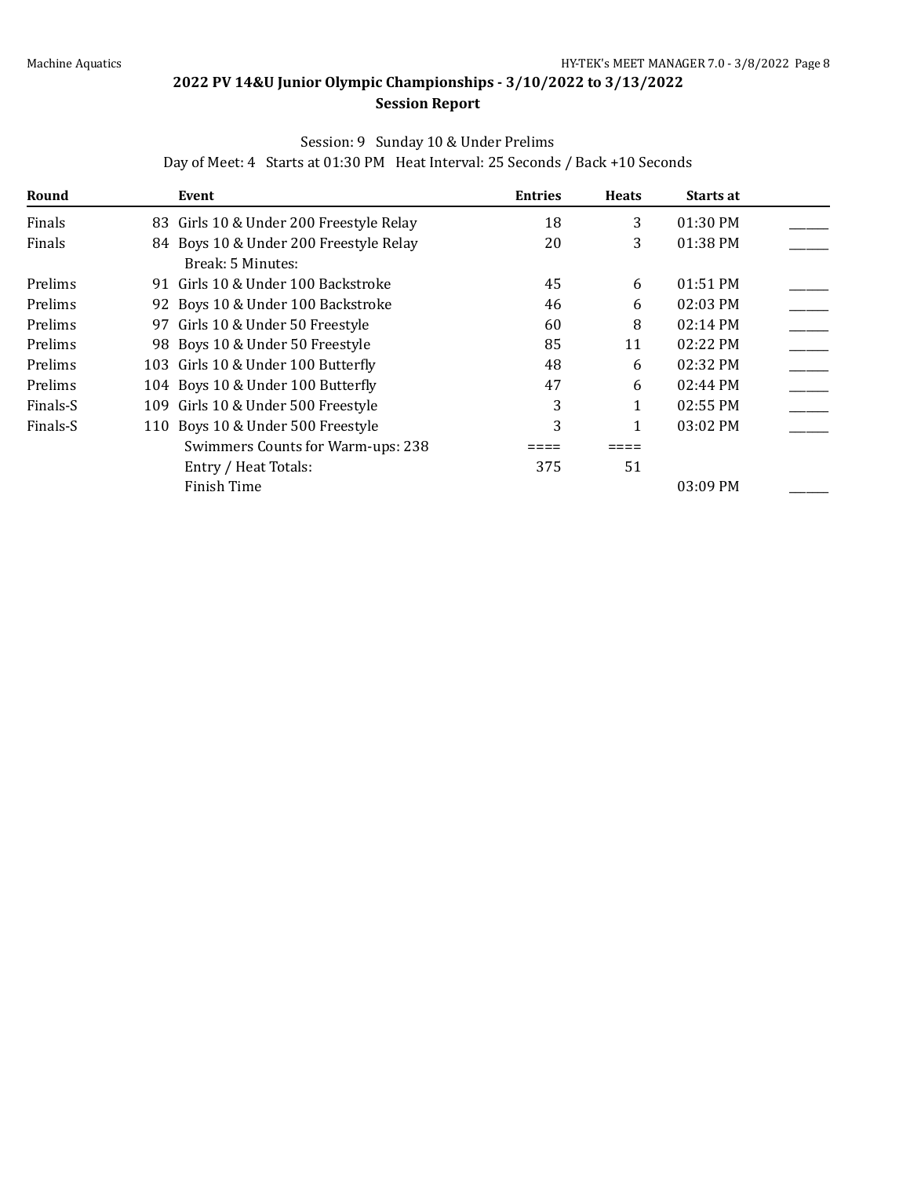## 2022 PV 14&U Junior Olympic Championships - 3/10/2022 to 3/13/2022

### Session Report

Session: 9 Sunday 10 & Under Prelims

Day of Meet: 4 Starts at 01:30 PM Heat Interval: 25 Seconds / Back +10 Seconds

| Round | | Event | Entries | Heats | Starts at | |
|---|---|---|---|---|---|---|
| Finals | 83 | Girls 10 & Under 200 Freestyle Relay | 18 | 3 | 01:30 PM | ______ |
| Finals | 84 | Boys 10 & Under 200 Freestyle Relay | 20 | 3 | 01:38 PM | ______ |
| | | Break: 5 Minutes: | | | | |
| Prelims | 91 | Girls 10 & Under 100 Backstroke | 45 | 6 | 01:51 PM | ______ |
| Prelims | 92 | Boys 10 & Under 100 Backstroke | 46 | 6 | 02:03 PM | ______ |
| Prelims | 97 | Girls 10 & Under 50 Freestyle | 60 | 8 | 02:14 PM | ______ |
| Prelims | 98 | Boys 10 & Under 50 Freestyle | 85 | 11 | 02:22 PM | ______ |
| Prelims | 103 | Girls 10 & Under 100 Butterfly | 48 | 6 | 02:32 PM | ______ |
| Prelims | 104 | Boys 10 & Under 100 Butterfly | 47 | 6 | 02:44 PM | ______ |
| Finals-S | 109 | Girls 10 & Under 500 Freestyle | 3 | 1 | 02:55 PM | ______ |
| Finals-S | 110 | Boys 10 & Under 500 Freestyle | 3 | 1 | 03:02 PM | ______ |
| | | Swimmers Counts for Warm-ups: 238 | ==== | ==== | | |
| | | Entry / Heat Totals: | 375 | 51 | | |
| | | Finish Time | | | 03:09 PM | ______ |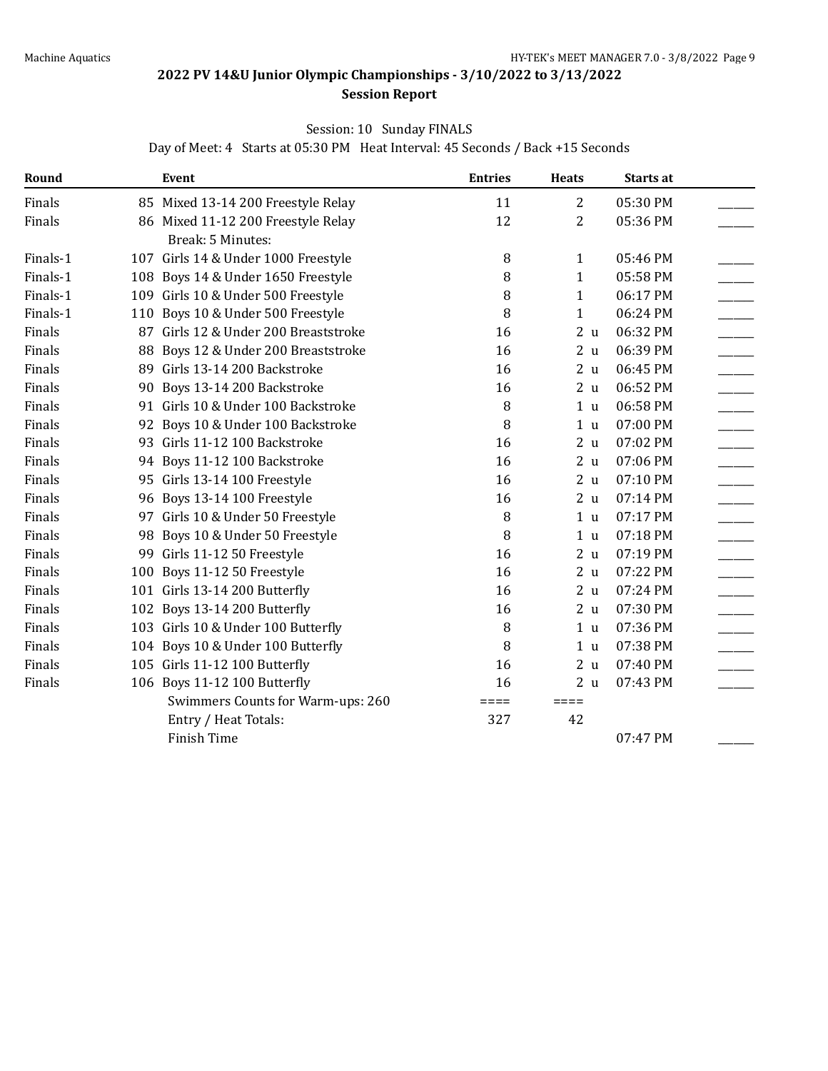# 2022 PV 14&U Junior Olympic Championships - 3/10/2022 to 3/13/2022

## Session Report

Session: 10 Sunday FINALS

Day of Meet: 4 Starts at 05:30 PM Heat Interval: 45 Seconds / Back +15 Seconds

| Round | | Event | Entries | Heats | Starts at | |
|---|---|---|---|---|---|---|
| Finals | 85 | Mixed 13-14 200 Freestyle Relay | 11 | 2 | 05:30 PM | ______ |
| Finals | 86 | Mixed 11-12 200 Freestyle Relay | 12 | 2 | 05:36 PM | ______ |
| | | Break: 5 Minutes: | | | | |
| Finals-1 | 107 | Girls 14 & Under 1000 Freestyle | 8 | 1 | 05:46 PM | ______ |
| Finals-1 | 108 | Boys 14 & Under 1650 Freestyle | 8 | 1 | 05:58 PM | ______ |
| Finals-1 | 109 | Girls 10 & Under 500 Freestyle | 8 | 1 | 06:17 PM | ______ |
| Finals-1 | 110 | Boys 10 & Under 500 Freestyle | 8 | 1 | 06:24 PM | ______ |
| Finals | 87 | Girls 12 & Under 200 Breaststroke | 16 | 2 u | 06:32 PM | ______ |
| Finals | 88 | Boys 12 & Under 200 Breaststroke | 16 | 2 u | 06:39 PM | ______ |
| Finals | 89 | Girls 13-14 200 Backstroke | 16 | 2 u | 06:45 PM | ______ |
| Finals | 90 | Boys 13-14 200 Backstroke | 16 | 2 u | 06:52 PM | ______ |
| Finals | 91 | Girls 10 & Under 100 Backstroke | 8 | 1 u | 06:58 PM | ______ |
| Finals | 92 | Boys 10 & Under 100 Backstroke | 8 | 1 u | 07:00 PM | ______ |
| Finals | 93 | Girls 11-12 100 Backstroke | 16 | 2 u | 07:02 PM | ______ |
| Finals | 94 | Boys 11-12 100 Backstroke | 16 | 2 u | 07:06 PM | ______ |
| Finals | 95 | Girls 13-14 100 Freestyle | 16 | 2 u | 07:10 PM | ______ |
| Finals | 96 | Boys 13-14 100 Freestyle | 16 | 2 u | 07:14 PM | ______ |
| Finals | 97 | Girls 10 & Under 50 Freestyle | 8 | 1 u | 07:17 PM | ______ |
| Finals | 98 | Boys 10 & Under 50 Freestyle | 8 | 1 u | 07:18 PM | ______ |
| Finals | 99 | Girls 11-12 50 Freestyle | 16 | 2 u | 07:19 PM | ______ |
| Finals | 100 | Boys 11-12 50 Freestyle | 16 | 2 u | 07:22 PM | ______ |
| Finals | 101 | Girls 13-14 200 Butterfly | 16 | 2 u | 07:24 PM | ______ |
| Finals | 102 | Boys 13-14 200 Butterfly | 16 | 2 u | 07:30 PM | ______ |
| Finals | 103 | Girls 10 & Under 100 Butterfly | 8 | 1 u | 07:36 PM | ______ |
| Finals | 104 | Boys 10 & Under 100 Butterfly | 8 | 1 u | 07:38 PM | ______ |
| Finals | 105 | Girls 11-12 100 Butterfly | 16 | 2 u | 07:40 PM | ______ |
| Finals | 106 | Boys 11-12 100 Butterfly | 16 | 2 u | 07:43 PM | ______ |
| | | Swimmers Counts for Warm-ups: 260 | ==== | ==== | | |
| | | Entry / Heat Totals: | 327 | 42 | | |
| | | Finish Time | | | 07:47 PM | ______ |